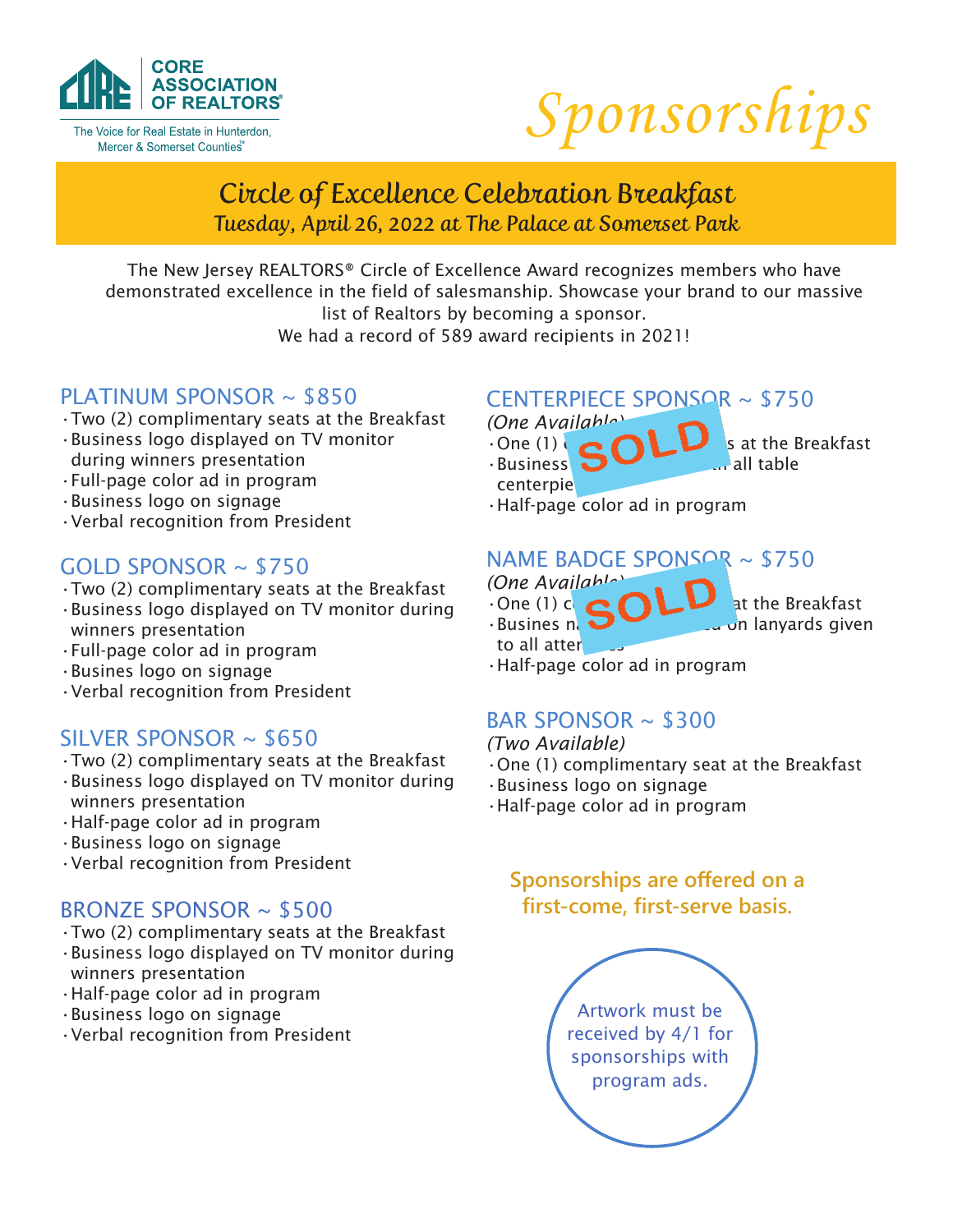CORE ASSOCIATION OF REALTORS®

The Voice for Real Estate in Hunterdon, Mercer & Somerset Counties℠

# Sponsorships

## Circle of Excellence Celebration Breakfast

### Tuesday, April 26, 2022 at The Palace at Somerset Park

The New Jersey REALTORS® Circle of Excellence Award recognizes members who have demonstrated excellence in the field of salesmanship. Showcase your brand to our massive list of Realtors by becoming a sponsor.
We had a record of 589 award recipients in 2021!

### PLATINUM SPONSOR ~ $850

- Two (2) complimentary seats at the Breakfast
- Business logo displayed on TV monitor during winners presentation
- Full-page color ad in program
- Business logo on signage
- Verbal recognition from President

### GOLD SPONSOR ~ $750

- Two (2) complimentary seats at the Breakfast
- Business logo displayed on TV monitor during winners presentation
- Full-page color ad in program
- Busines logo on signage
- Verbal recognition from President

### SILVER SPONSOR ~ $650

- Two (2) complimentary seats at the Breakfast
- Business logo displayed on TV monitor during winners presentation
- Half-page color ad in program
- Business logo on signage
- Verbal recognition from President

### BRONZE SPONSOR ~ $500

- Two (2) complimentary seats at the Breakfast
- Business logo displayed on TV monitor during winners presentation
- Half-page color ad in program
- Business logo on signage
- Verbal recognition from President

### CENTERPIECE SPONSOR ~ $750

*(One Available)*

**SOLD**

- One (1) c... s at the Breakfast
- Business ... all table centerpie...
- Half-page color ad in program

### NAME BADGE SPONSOR ~ $750

*(One Available)*

**SOLD**

- One (1) c... at the Breakfast
- Busines n... on lanyards given to all atter...
- Half-page color ad in program

### BAR SPONSOR ~ $300

*(Two Available)*

- One (1) complimentary seat at the Breakfast
- Business logo on signage
- Half-page color ad in program

**Sponsorships are offered on a first-come, first-serve basis.**

Artwork must be received by 4/1 for sponsorships with program ads.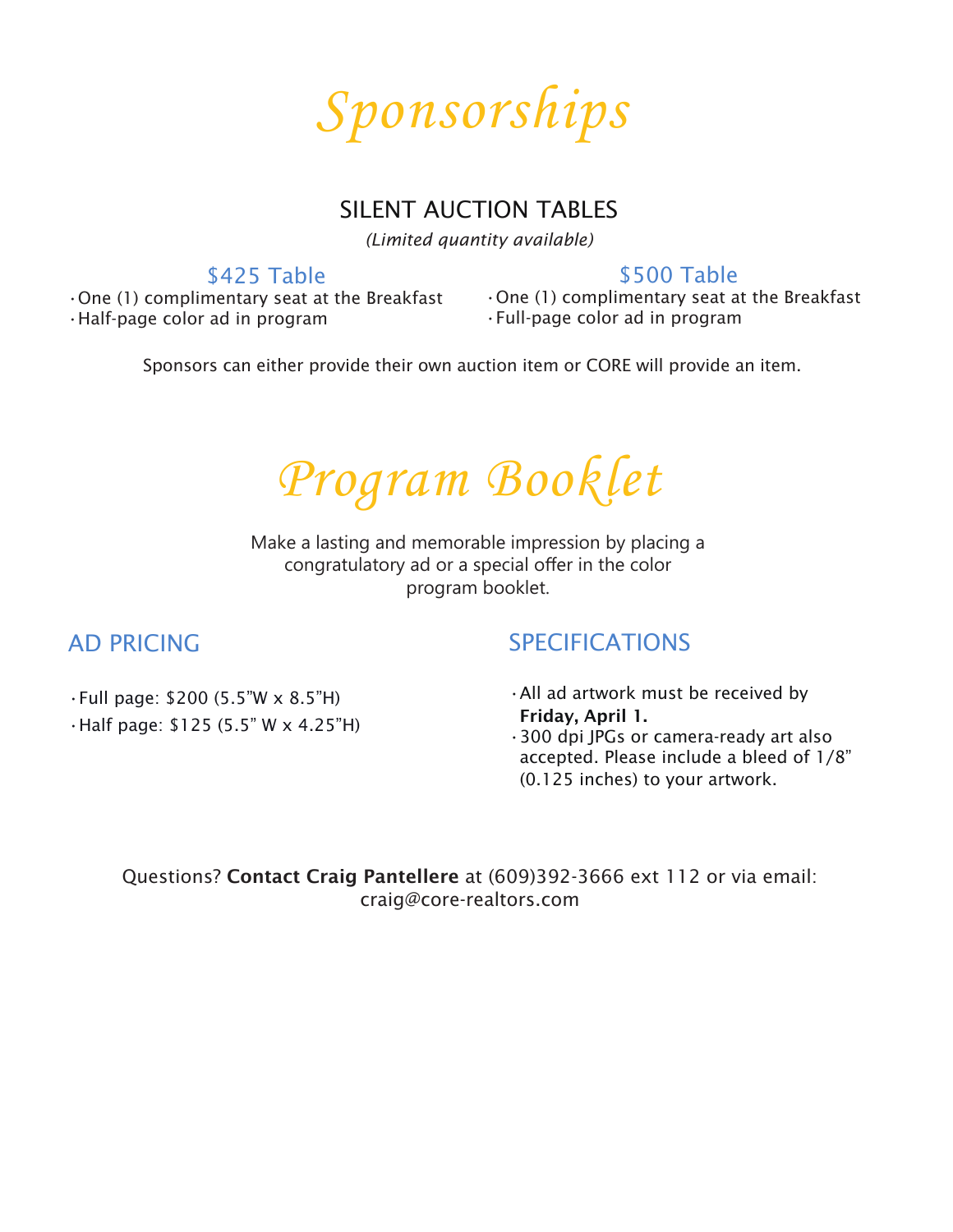# *Sponsorships*

## SILENT AUCTION TABLES

*(Limited quantity available)*

### $425 Table

- One (1) complimentary seat at the Breakfast
- Half-page color ad in program

### $500 Table

- One (1) complimentary seat at the Breakfast
- Full-page color ad in program

Sponsors can either provide their own auction item or CORE will provide an item.

# *Program Booklet*

Make a lasting and memorable impression by placing a congratulatory ad or a special offer in the color program booklet.

## AD PRICING

- Full page: $200 (5.5"W x 8.5"H)
- Half page: $125 (5.5" W x 4.25"H)

## SPECIFICATIONS

- All ad artwork must be received by **Friday, April 1.**
- 300 dpi JPGs or camera-ready art also accepted. Please include a bleed of 1/8" (0.125 inches) to your artwork.

Questions? **Contact Craig Pantellere** at (609)392-3666 ext 112 or via email: craig@core-realtors.com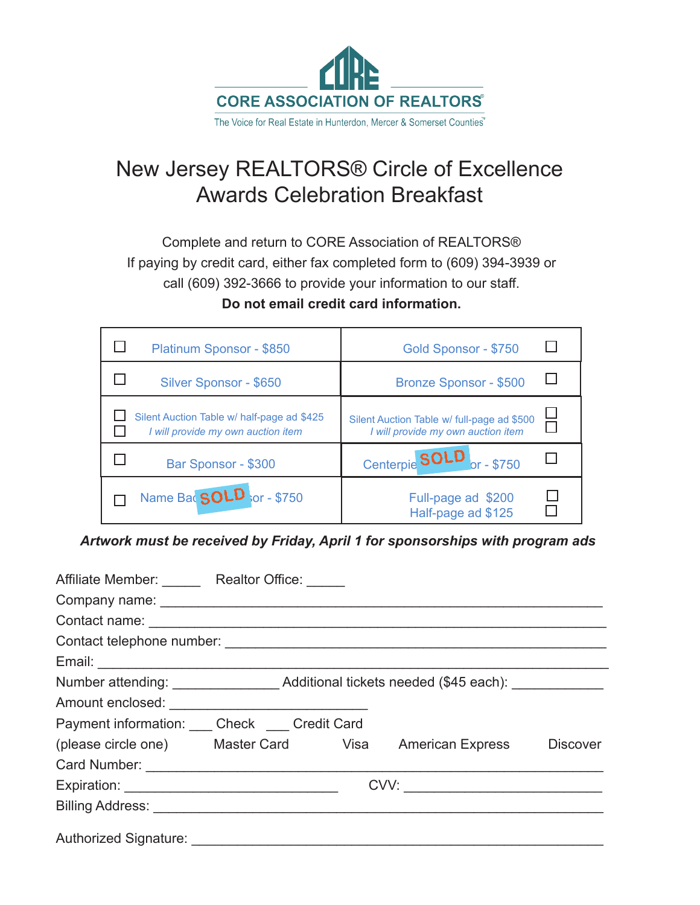CORE ASSOCIATION OF REALTORS®

The Voice for Real Estate in Hunterdon, Mercer & Somerset Counties™

# New Jersey REALTORS® Circle of Excellence Awards Celebration Breakfast

Complete and return to CORE Association of REALTORS®
If paying by credit card, either fax completed form to (609) 394-3939 or call (609) 392-3666 to provide your information to our staff.
**Do not email credit card information.**

| | |
|---|---|
| ☐ Platinum Sponsor - $850 | Gold Sponsor - $750 ☐ |
| ☐ Silver Sponsor - $650 | Bronze Sponsor - $500 ☐ |
| ☐ Silent Auction Table w/ half-page ad $425<br>☐ *I will provide my own auction item* | Silent Auction Table w/ full-page ad $500 ☐<br>*I will provide my own auction item* ☐ |
| ☐ Bar Sponsor - $300 | Centerpie SOLD or - $750 ☐ |
| ☐ Name Bac SOLD sor - $750 | Full-page ad $200 ☐<br>Half-page ad $125 ☐ |

***Artwork must be received by Friday, April 1 for sponsorships with program ads***

Affiliate Member: _____ Realtor Office: _____

Company name: ____________________________________________________________

Contact name: _____________________________________________________________

Contact telephone number: ___________________________________________________

Email: ___________________________________________________________________

Number attending: _____________ Additional tickets needed ($45 each): ___________

Amount enclosed: _________________________

Payment information: ___ Check ___ Credit Card

(please circle one) Master Card Visa American Express Discover

Card Number: _____________________________________________________________

Expiration: ___________________________ CVV: _________________________

Billing Address: ___________________________________________________________

Authorized Signature: _______________________________________________________